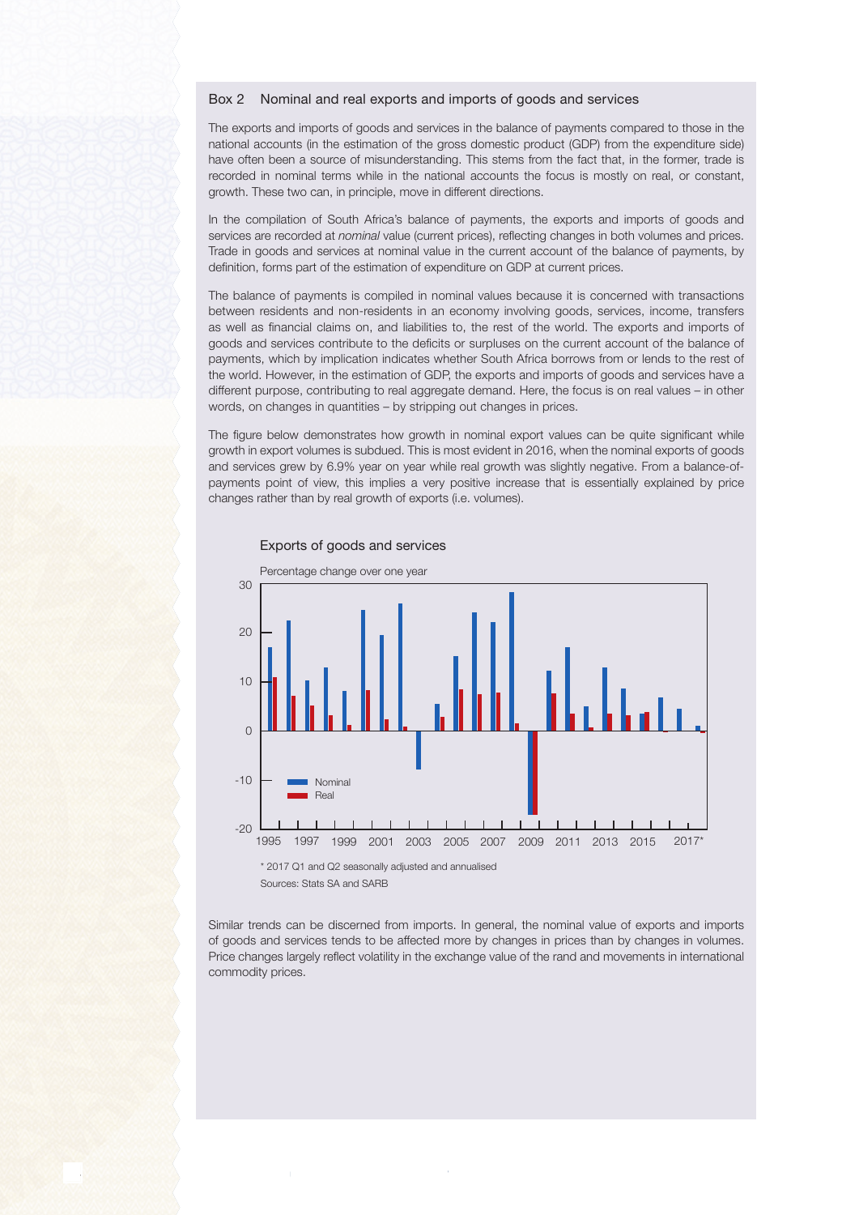## Box 2 Nominal and real exports and imports of goods and services

The exports and imports of goods and services in the balance of payments compared to those in the national accounts (in the estimation of the gross domestic product (GDP) from the expenditure side) have often been a source of misunderstanding. This stems from the fact that, in the former, trade is recorded in nominal terms while in the national accounts the focus is mostly on real, or constant, growth. These two can, in principle, move in different directions.

In the compilation of South Africa's balance of payments, the exports and imports of goods and services are recorded at *nominal* value (current prices), reflecting changes in both volumes and prices. Trade in goods and services at nominal value in the current account of the balance of payments, by definition, forms part of the estimation of expenditure on GDP at current prices.

The balance of payments is compiled in nominal values because it is concerned with transactions between residents and non-residents in an economy involving goods, services, income, transfers as well as financial claims on, and liabilities to, the rest of the world. The exports and imports of goods and services contribute to the deficits or surpluses on the current account of the balance of payments, which by implication indicates whether South Africa borrows from or lends to the rest of the world. However, in the estimation of GDP, the exports and imports of goods and services have a different purpose, contributing to real aggregate demand. Here, the focus is on real values – in other words, on changes in quantities – by stripping out changes in prices.

The figure below demonstrates how growth in nominal export values can be quite significant while growth in export volumes is subdued. This is most evident in 2016, when the nominal exports of goods and services grew by 6.9% year on year while real growth was slightly negative. From a balance-of-payments point of view, this implies a very positive increase that is essentially explained by price changes rather than by real growth of exports (i.e. volumes).

Exports of goods and services

Percentage change over one year

\* 2017 Q1 and Q2 seasonally adjusted and annualised

Sources: Stats SA and SARB

Similar trends can be discerned from imports. In general, the nominal value of exports and imports of goods and services tends to be affected more by changes in prices than by changes in volumes. Price changes largely reflect volatility in the exchange value of the rand and movements in international commodity prices.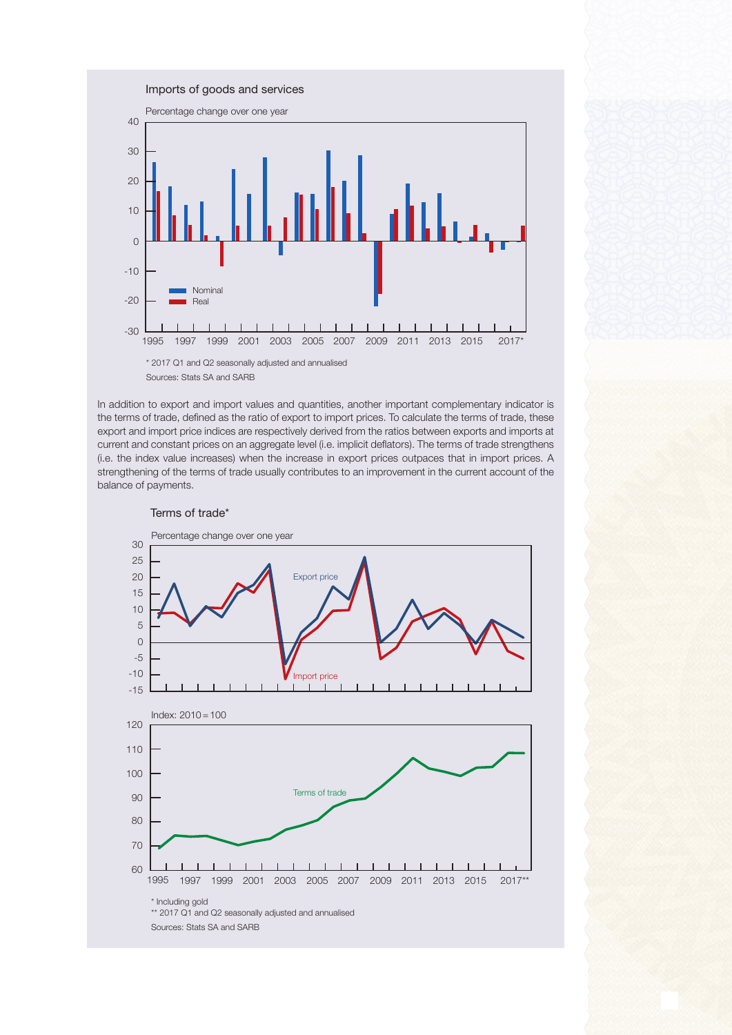Imports of goods and services

Percentage change over one year

* 2017 Q1 and Q2 seasonally adjusted and annualised

Sources: Stats SA and SARB

In addition to export and import values and quantities, another important complementary indicator is the terms of trade, defined as the ratio of export to import prices. To calculate the terms of trade, these export and import price indices are respectively derived from the ratios between exports and imports at current and constant prices on an aggregate level (i.e. implicit deflators). The terms of trade strengthens (i.e. the index value increases) when the increase in export prices outpaces that in import prices. A strengthening of the terms of trade usually contributes to an improvement in the current account of the balance of payments.

Terms of trade*

Percentage change over one year

Index: 2010 = 100

* Including gold

** 2017 Q1 and Q2 seasonally adjusted and annualised

Sources: Stats SA and SARB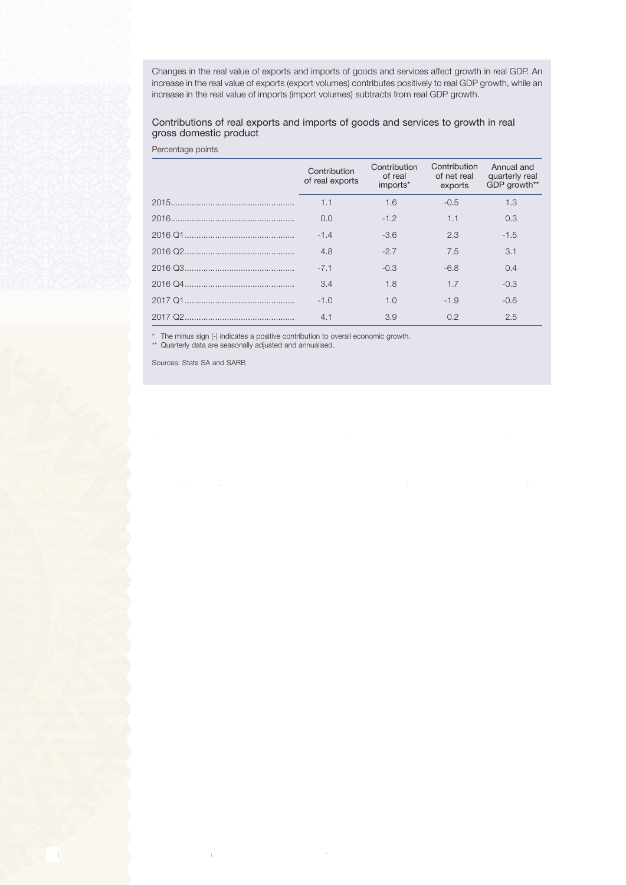Changes in the real value of exports and imports of goods and services affect growth in real GDP. An increase in the real value of exports (export volumes) contributes positively to real GDP growth, while an increase in the real value of imports (import volumes) subtracts from real GDP growth.

### Contributions of real exports and imports of goods and services to growth in real gross domestic product

Percentage points

| | Contribution of real exports | Contribution of real imports* | Contribution of net real exports | Annual and quarterly real GDP growth** |
|---|---|---|---|---|
| 2015 | 1.1 | 1.6 | -0.5 | 1.3 |
| 2016 | 0.0 | -1.2 | 1.1 | 0.3 |
| 2016 Q1 | -1.4 | -3.6 | 2.3 | -1.5 |
| 2016 Q2 | 4.8 | -2.7 | 7.5 | 3.1 |
| 2016 Q3 | -7.1 | -0.3 | -6.8 | 0.4 |
| 2016 Q4 | 3.4 | 1.8 | 1.7 | -0.3 |
| 2017 Q1 | -1.0 | 1.0 | -1.9 | -0.6 |
| 2017 Q2 | 4.1 | 3.9 | 0.2 | 2.5 |

\* The minus sign (-) indicates a positive contribution to overall economic growth.
\** Quarterly data are seasonally adjusted and annualised.

Sources: Stats SA and SARB